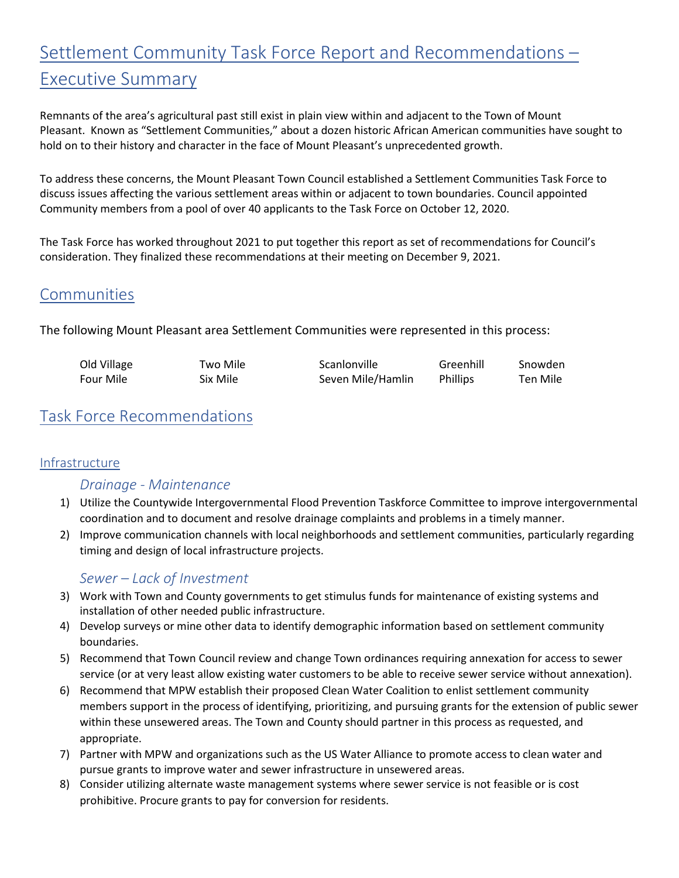# Settlement Community Task Force Report and Recommendations – Executive Summary

Remnants of the area's agricultural past still exist in plain view within and adjacent to the Town of Mount Pleasant. Known as "Settlement Communities," about a dozen historic African American communities have sought to hold on to their history and character in the face of Mount Pleasant's unprecedented growth.

To address these concerns, the Mount Pleasant Town Council established a Settlement Communities Task Force to discuss issues affecting the various settlement areas within or adjacent to town boundaries. Council appointed Community members from a pool of over 40 applicants to the Task Force on October 12, 2020.

The Task Force has worked throughout 2021 to put together this report as set of recommendations for Council's consideration. They finalized these recommendations at their meeting on December 9, 2021.

## Communities

The following Mount Pleasant area Settlement Communities were represented in this process:

| | | | | |
|---|---|---|---|---|
| Old Village | Two Mile | Scanlonville | Greenhill | Snowden |
| Four Mile | Six Mile | Seven Mile/Hamlin | Phillips | Ten Mile |

## Task Force Recommendations

### Infrastructure

#### *Drainage - Maintenance*

1) Utilize the Countywide Intergovernmental Flood Prevention Taskforce Committee to improve intergovernmental coordination and to document and resolve drainage complaints and problems in a timely manner.
2) Improve communication channels with local neighborhoods and settlement communities, particularly regarding timing and design of local infrastructure projects.

#### *Sewer – Lack of Investment*

3) Work with Town and County governments to get stimulus funds for maintenance of existing systems and installation of other needed public infrastructure.
4) Develop surveys or mine other data to identify demographic information based on settlement community boundaries.
5) Recommend that Town Council review and change Town ordinances requiring annexation for access to sewer service (or at very least allow existing water customers to be able to receive sewer service without annexation).
6) Recommend that MPW establish their proposed Clean Water Coalition to enlist settlement community members support in the process of identifying, prioritizing, and pursuing grants for the extension of public sewer within these unsewered areas. The Town and County should partner in this process as requested, and appropriate.
7) Partner with MPW and organizations such as the US Water Alliance to promote access to clean water and pursue grants to improve water and sewer infrastructure in unsewered areas.
8) Consider utilizing alternate waste management systems where sewer service is not feasible or is cost prohibitive. Procure grants to pay for conversion for residents.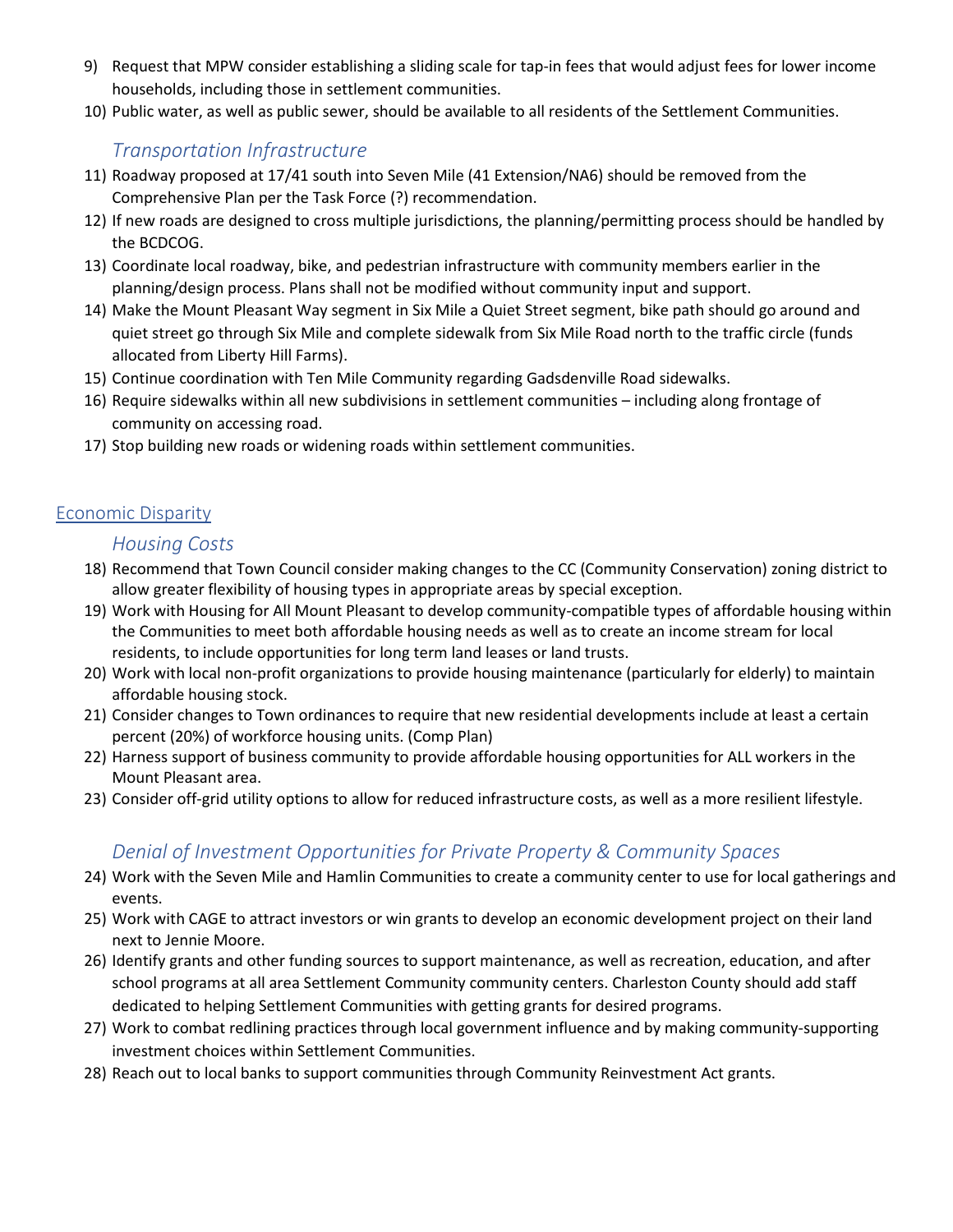9) Request that MPW consider establishing a sliding scale for tap-in fees that would adjust fees for lower income households, including those in settlement communities.
10) Public water, as well as public sewer, should be available to all residents of the Settlement Communities.

### *Transportation Infrastructure*

11) Roadway proposed at 17/41 south into Seven Mile (41 Extension/NA6) should be removed from the Comprehensive Plan per the Task Force (?) recommendation.
12) If new roads are designed to cross multiple jurisdictions, the planning/permitting process should be handled by the BCDCOG.
13) Coordinate local roadway, bike, and pedestrian infrastructure with community members earlier in the planning/design process. Plans shall not be modified without community input and support.
14) Make the Mount Pleasant Way segment in Six Mile a Quiet Street segment, bike path should go around and quiet street go through Six Mile and complete sidewalk from Six Mile Road north to the traffic circle (funds allocated from Liberty Hill Farms).
15) Continue coordination with Ten Mile Community regarding Gadsdenville Road sidewalks.
16) Require sidewalks within all new subdivisions in settlement communities – including along frontage of community on accessing road.
17) Stop building new roads or widening roads within settlement communities.

## Economic Disparity

### *Housing Costs*

18) Recommend that Town Council consider making changes to the CC (Community Conservation) zoning district to allow greater flexibility of housing types in appropriate areas by special exception.
19) Work with Housing for All Mount Pleasant to develop community-compatible types of affordable housing within the Communities to meet both affordable housing needs as well as to create an income stream for local residents, to include opportunities for long term land leases or land trusts.
20) Work with local non-profit organizations to provide housing maintenance (particularly for elderly) to maintain affordable housing stock.
21) Consider changes to Town ordinances to require that new residential developments include at least a certain percent (20%) of workforce housing units. (Comp Plan)
22) Harness support of business community to provide affordable housing opportunities for ALL workers in the Mount Pleasant area.
23) Consider off-grid utility options to allow for reduced infrastructure costs, as well as a more resilient lifestyle.

### *Denial of Investment Opportunities for Private Property & Community Spaces*

24) Work with the Seven Mile and Hamlin Communities to create a community center to use for local gatherings and events.
25) Work with CAGE to attract investors or win grants to develop an economic development project on their land next to Jennie Moore.
26) Identify grants and other funding sources to support maintenance, as well as recreation, education, and after school programs at all area Settlement Community community centers. Charleston County should add staff dedicated to helping Settlement Communities with getting grants for desired programs.
27) Work to combat redlining practices through local government influence and by making community-supporting investment choices within Settlement Communities.
28) Reach out to local banks to support communities through Community Reinvestment Act grants.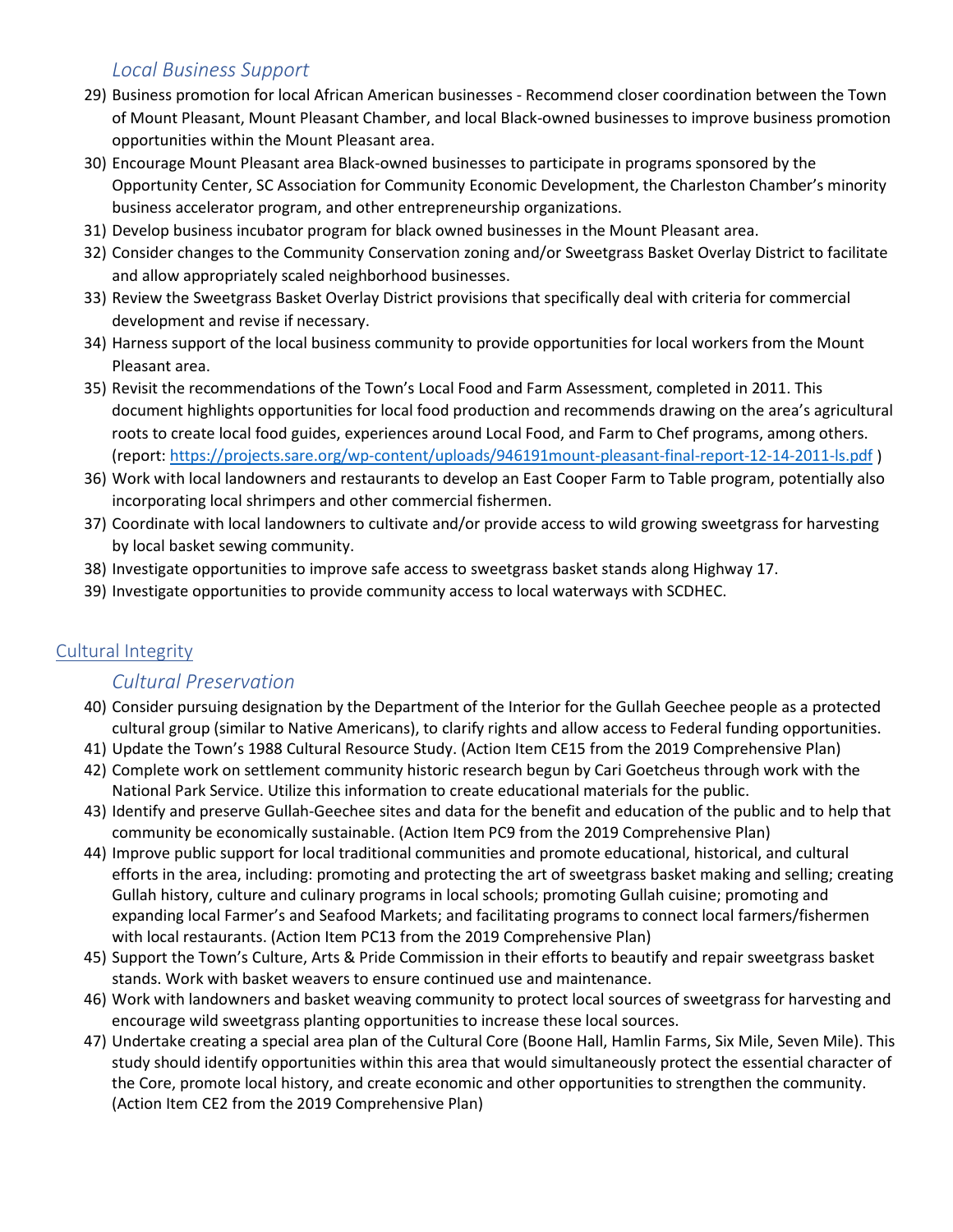### *Local Business Support*

29) Business promotion for local African American businesses - Recommend closer coordination between the Town of Mount Pleasant, Mount Pleasant Chamber, and local Black-owned businesses to improve business promotion opportunities within the Mount Pleasant area.
30) Encourage Mount Pleasant area Black-owned businesses to participate in programs sponsored by the Opportunity Center, SC Association for Community Economic Development, the Charleston Chamber's minority business accelerator program, and other entrepreneurship organizations.
31) Develop business incubator program for black owned businesses in the Mount Pleasant area.
32) Consider changes to the Community Conservation zoning and/or Sweetgrass Basket Overlay District to facilitate and allow appropriately scaled neighborhood businesses.
33) Review the Sweetgrass Basket Overlay District provisions that specifically deal with criteria for commercial development and revise if necessary.
34) Harness support of the local business community to provide opportunities for local workers from the Mount Pleasant area.
35) Revisit the recommendations of the Town's Local Food and Farm Assessment, completed in 2011. This document highlights opportunities for local food production and recommends drawing on the area's agricultural roots to create local food guides, experiences around Local Food, and Farm to Chef programs, among others. (report: https://projects.sare.org/wp-content/uploads/946191mount-pleasant-final-report-12-14-2011-ls.pdf )
36) Work with local landowners and restaurants to develop an East Cooper Farm to Table program, potentially also incorporating local shrimpers and other commercial fishermen.
37) Coordinate with local landowners to cultivate and/or provide access to wild growing sweetgrass for harvesting by local basket sewing community.
38) Investigate opportunities to improve safe access to sweetgrass basket stands along Highway 17.
39) Investigate opportunities to provide community access to local waterways with SCDHEC.

## Cultural Integrity

### *Cultural Preservation*

40) Consider pursuing designation by the Department of the Interior for the Gullah Geechee people as a protected cultural group (similar to Native Americans), to clarify rights and allow access to Federal funding opportunities.
41) Update the Town's 1988 Cultural Resource Study. (Action Item CE15 from the 2019 Comprehensive Plan)
42) Complete work on settlement community historic research begun by Cari Goetcheus through work with the National Park Service. Utilize this information to create educational materials for the public.
43) Identify and preserve Gullah-Geechee sites and data for the benefit and education of the public and to help that community be economically sustainable. (Action Item PC9 from the 2019 Comprehensive Plan)
44) Improve public support for local traditional communities and promote educational, historical, and cultural efforts in the area, including: promoting and protecting the art of sweetgrass basket making and selling; creating Gullah history, culture and culinary programs in local schools; promoting Gullah cuisine; promoting and expanding local Farmer's and Seafood Markets; and facilitating programs to connect local farmers/fishermen with local restaurants. (Action Item PC13 from the 2019 Comprehensive Plan)
45) Support the Town's Culture, Arts & Pride Commission in their efforts to beautify and repair sweetgrass basket stands. Work with basket weavers to ensure continued use and maintenance.
46) Work with landowners and basket weaving community to protect local sources of sweetgrass for harvesting and encourage wild sweetgrass planting opportunities to increase these local sources.
47) Undertake creating a special area plan of the Cultural Core (Boone Hall, Hamlin Farms, Six Mile, Seven Mile). This study should identify opportunities within this area that would simultaneously protect the essential character of the Core, promote local history, and create economic and other opportunities to strengthen the community. (Action Item CE2 from the 2019 Comprehensive Plan)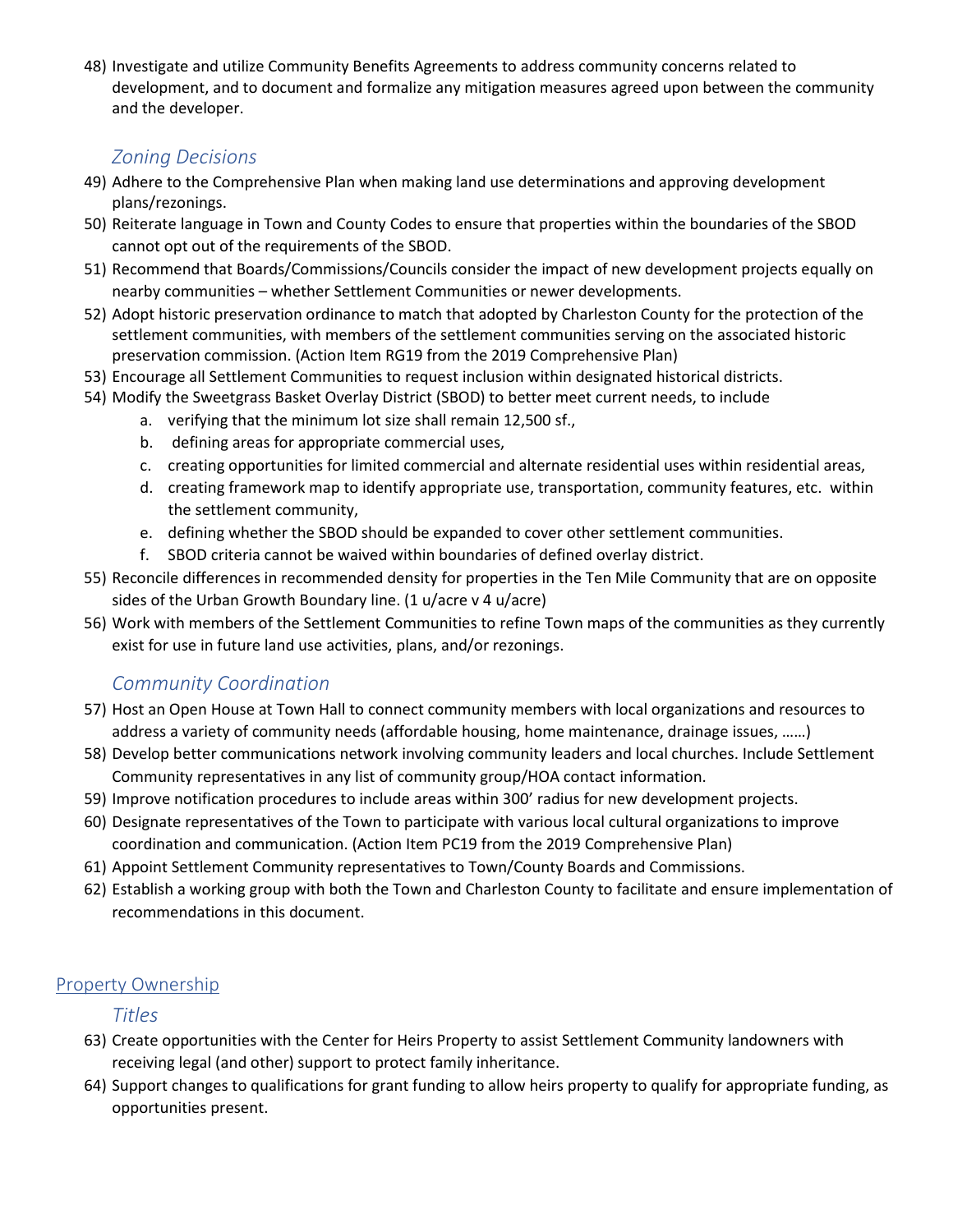48) Investigate and utilize Community Benefits Agreements to address community concerns related to development, and to document and formalize any mitigation measures agreed upon between the community and the developer.

### *Zoning Decisions*

49) Adhere to the Comprehensive Plan when making land use determinations and approving development plans/rezonings.
50) Reiterate language in Town and County Codes to ensure that properties within the boundaries of the SBOD cannot opt out of the requirements of the SBOD.
51) Recommend that Boards/Commissions/Councils consider the impact of new development projects equally on nearby communities – whether Settlement Communities or newer developments.
52) Adopt historic preservation ordinance to match that adopted by Charleston County for the protection of the settlement communities, with members of the settlement communities serving on the associated historic preservation commission. (Action Item RG19 from the 2019 Comprehensive Plan)
53) Encourage all Settlement Communities to request inclusion within designated historical districts.
54) Modify the Sweetgrass Basket Overlay District (SBOD) to better meet current needs, to include
    a. verifying that the minimum lot size shall remain 12,500 sf.,
    b. defining areas for appropriate commercial uses,
    c. creating opportunities for limited commercial and alternate residential uses within residential areas,
    d. creating framework map to identify appropriate use, transportation, community features, etc. within the settlement community,
    e. defining whether the SBOD should be expanded to cover other settlement communities.
    f. SBOD criteria cannot be waived within boundaries of defined overlay district.
55) Reconcile differences in recommended density for properties in the Ten Mile Community that are on opposite sides of the Urban Growth Boundary line. (1 u/acre v 4 u/acre)
56) Work with members of the Settlement Communities to refine Town maps of the communities as they currently exist for use in future land use activities, plans, and/or rezonings.

### *Community Coordination*

57) Host an Open House at Town Hall to connect community members with local organizations and resources to address a variety of community needs (affordable housing, home maintenance, drainage issues, ……)
58) Develop better communications network involving community leaders and local churches. Include Settlement Community representatives in any list of community group/HOA contact information.
59) Improve notification procedures to include areas within 300' radius for new development projects.
60) Designate representatives of the Town to participate with various local cultural organizations to improve coordination and communication. (Action Item PC19 from the 2019 Comprehensive Plan)
61) Appoint Settlement Community representatives to Town/County Boards and Commissions.
62) Establish a working group with both the Town and Charleston County to facilitate and ensure implementation of recommendations in this document.

## Property Ownership

### *Titles*

63) Create opportunities with the Center for Heirs Property to assist Settlement Community landowners with receiving legal (and other) support to protect family inheritance.
64) Support changes to qualifications for grant funding to allow heirs property to qualify for appropriate funding, as opportunities present.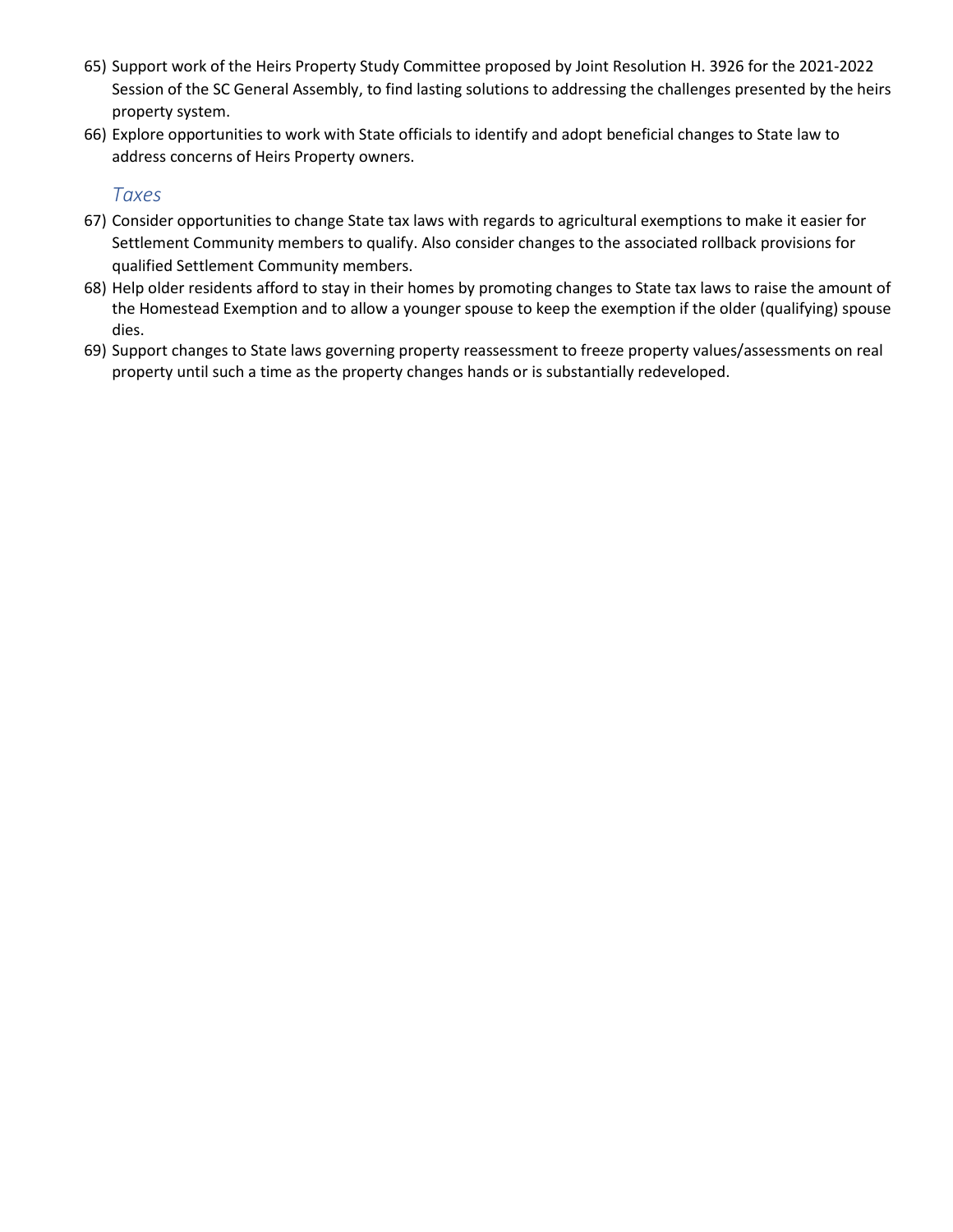65) Support work of the Heirs Property Study Committee proposed by Joint Resolution H. 3926 for the 2021-2022 Session of the SC General Assembly, to find lasting solutions to addressing the challenges presented by the heirs property system.
66) Explore opportunities to work with State officials to identify and adopt beneficial changes to State law to address concerns of Heirs Property owners.

### *Taxes*

67) Consider opportunities to change State tax laws with regards to agricultural exemptions to make it easier for Settlement Community members to qualify. Also consider changes to the associated rollback provisions for qualified Settlement Community members.
68) Help older residents afford to stay in their homes by promoting changes to State tax laws to raise the amount of the Homestead Exemption and to allow a younger spouse to keep the exemption if the older (qualifying) spouse dies.
69) Support changes to State laws governing property reassessment to freeze property values/assessments on real property until such a time as the property changes hands or is substantially redeveloped.